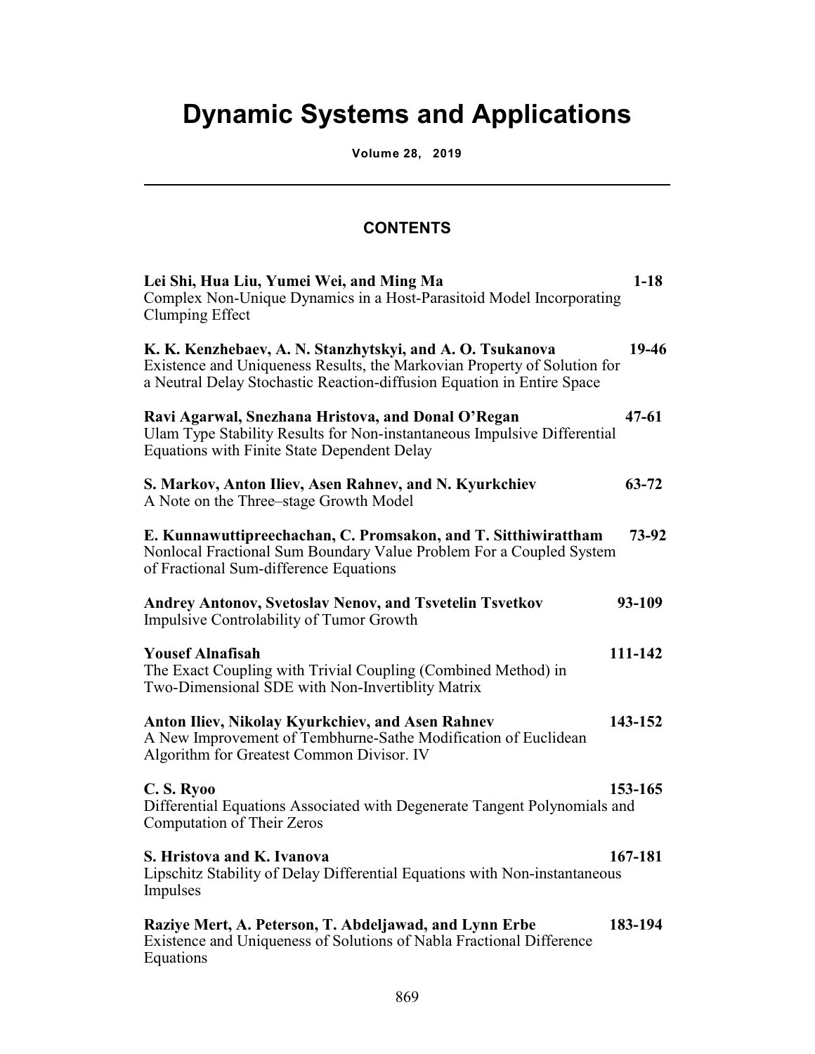# Dynamic Systems and Applications

**Volume 28, 2019**

---

## CONTENTS

**Lei Shi, Hua Liu, Yumei Wei, and Ming Ma** **1-18**
Complex Non-Unique Dynamics in a Host-Parasitoid Model Incorporating Clumping Effect

**K. K. Kenzhebaev, A. N. Stanzhytskyi, and A. O. Tsukanova** **19-46**
Existence and Uniqueness Results, the Markovian Property of Solution for a Neutral Delay Stochastic Reaction-diffusion Equation in Entire Space

**Ravi Agarwal, Snezhana Hristova, and Donal O'Regan** **47-61**
Ulam Type Stability Results for Non-instantaneous Impulsive Differential Equations with Finite State Dependent Delay

**S. Markov, Anton Iliev, Asen Rahnev, and N. Kyurkchiev** **63-72**
A Note on the Three–stage Growth Model

**E. Kunnawuttipreechachan, C. Promsakon, and T. Sitthiwirattham** **73-92**
Nonlocal Fractional Sum Boundary Value Problem For a Coupled System of Fractional Sum-difference Equations

**Andrey Antonov, Svetoslav Nenov, and Tsvetelin Tsvetkov** **93-109**
Impulsive Controlability of Tumor Growth

**Yousef Alnafisah** **111-142**
The Exact Coupling with Trivial Coupling (Combined Method) in Two-Dimensional SDE with Non-Invertiblity Matrix

**Anton Iliev, Nikolay Kyurkchiev, and Asen Rahnev** **143-152**
A New Improvement of Tembhurne-Sathe Modification of Euclidean Algorithm for Greatest Common Divisor. IV

**C. S. Ryoo** **153-165**
Differential Equations Associated with Degenerate Tangent Polynomials and Computation of Their Zeros

**S. Hristova and K. Ivanova** **167-181**
Lipschitz Stability of Delay Differential Equations with Non-instantaneous Impulses

**Raziye Mert, A. Peterson, T. Abdeljawad, and Lynn Erbe** **183-194**
Existence and Uniqueness of Solutions of Nabla Fractional Difference Equations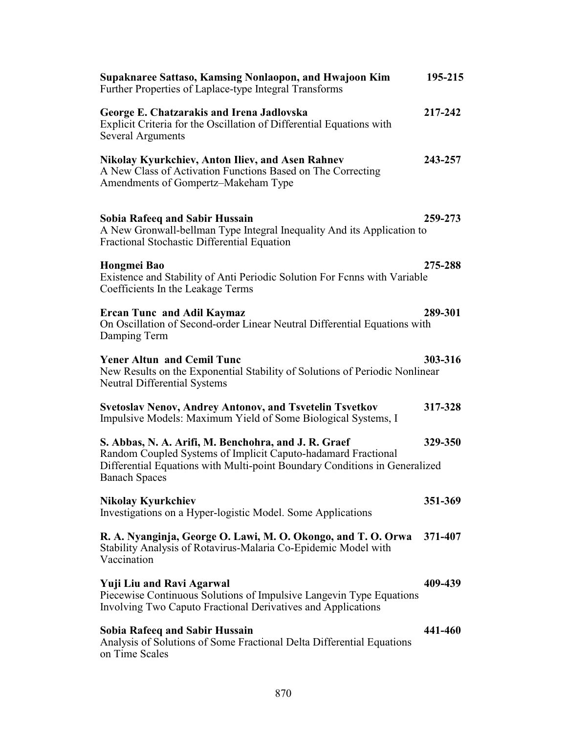**Supaknaree Sattaso, Kamsing Nonlaopon, and Hwajoon Kim** 195-215
Further Properties of Laplace-type Integral Transforms

**George E. Chatzarakis and Irena Jadlovska** 217-242
Explicit Criteria for the Oscillation of Differential Equations with Several Arguments

**Nikolay Kyurkchiev, Anton Iliev, and Asen Rahnev** 243-257
A New Class of Activation Functions Based on The Correcting Amendments of Gompertz–Makeham Type

**Sobia Rafeeq and Sabir Hussain** 259-273
A New Gronwall-bellman Type Integral Inequality And its Application to Fractional Stochastic Differential Equation

**Hongmei Bao** 275-288
Existence and Stability of Anti Periodic Solution For Fcnns with Variable Coefficients In the Leakage Terms

**Ercan Tunc and Adil Kaymaz** 289-301
On Oscillation of Second-order Linear Neutral Differential Equations with Damping Term

**Yener Altun and Cemil Tunc** 303-316
New Results on the Exponential Stability of Solutions of Periodic Nonlinear Neutral Differential Systems

**Svetoslav Nenov, Andrey Antonov, and Tsvetelin Tsvetkov** 317-328
Impulsive Models: Maximum Yield of Some Biological Systems, I

**S. Abbas, N. A. Arifi, M. Benchohra, and J. R. Graef** 329-350
Random Coupled Systems of Implicit Caputo-hadamard Fractional Differential Equations with Multi-point Boundary Conditions in Generalized Banach Spaces

**Nikolay Kyurkchiev** 351-369
Investigations on a Hyper-logistic Model. Some Applications

**R. A. Nyanginja, George O. Lawi, M. O. Okongo, and T. O. Orwa** 371-407
Stability Analysis of Rotavirus-Malaria Co-Epidemic Model with Vaccination

**Yuji Liu and Ravi Agarwal** 409-439
Piecewise Continuous Solutions of Impulsive Langevin Type Equations Involving Two Caputo Fractional Derivatives and Applications

**Sobia Rafeeq and Sabir Hussain** 441-460
Analysis of Solutions of Some Fractional Delta Differential Equations on Time Scales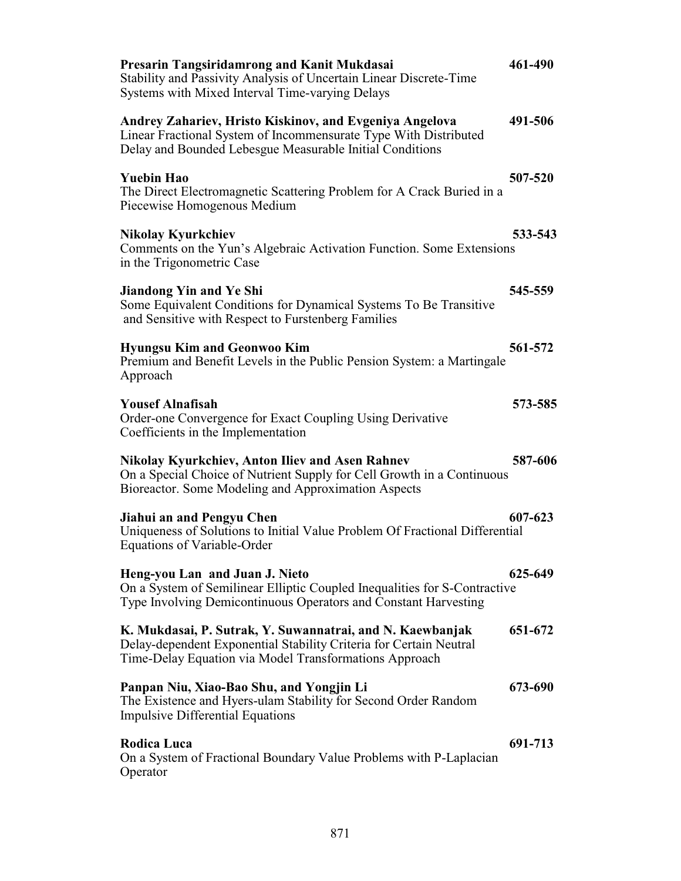**Presarin Tangsiridamrong and Kanit Mukdasai** 461-490
Stability and Passivity Analysis of Uncertain Linear Discrete-Time Systems with Mixed Interval Time-varying Delays

**Andrey Zahariev, Hristo Kiskinov, and Evgeniya Angelova** 491-506
Linear Fractional System of Incommensurate Type With Distributed Delay and Bounded Lebesgue Measurable Initial Conditions

**Yuebin Hao** 507-520
The Direct Electromagnetic Scattering Problem for A Crack Buried in a Piecewise Homogenous Medium

**Nikolay Kyurkchiev** 533-543
Comments on the Yun's Algebraic Activation Function. Some Extensions in the Trigonometric Case

**Jiandong Yin and Ye Shi** 545-559
Some Equivalent Conditions for Dynamical Systems To Be Transitive and Sensitive with Respect to Furstenberg Families

**Hyungsu Kim and Geonwoo Kim** 561-572
Premium and Benefit Levels in the Public Pension System: a Martingale Approach

**Yousef Alnafisah** 573-585
Order-one Convergence for Exact Coupling Using Derivative Coefficients in the Implementation

**Nikolay Kyurkchiev, Anton Iliev and Asen Rahnev** 587-606
On a Special Choice of Nutrient Supply for Cell Growth in a Continuous Bioreactor. Some Modeling and Approximation Aspects

**Jiahui an and Pengyu Chen** 607-623
Uniqueness of Solutions to Initial Value Problem Of Fractional Differential Equations of Variable-Order

**Heng-you Lan and Juan J. Nieto** 625-649
On a System of Semilinear Elliptic Coupled Inequalities for S-Contractive Type Involving Demicontinuous Operators and Constant Harvesting

**K. Mukdasai, P. Sutrak, Y. Suwannatrai, and N. Kaewbanjak** 651-672
Delay-dependent Exponential Stability Criteria for Certain Neutral Time-Delay Equation via Model Transformations Approach

**Panpan Niu, Xiao-Bao Shu, and Yongjin Li** 673-690
The Existence and Hyers-ulam Stability for Second Order Random Impulsive Differential Equations

**Rodica Luca** 691-713
On a System of Fractional Boundary Value Problems with P-Laplacian Operator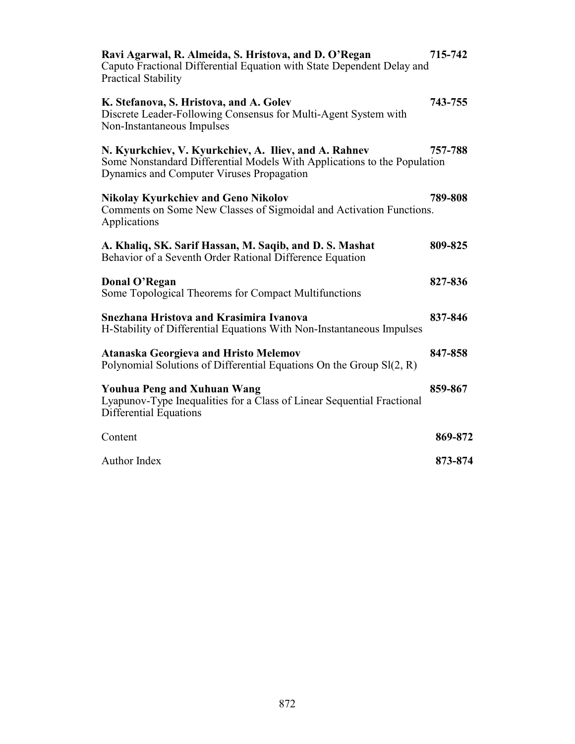**Ravi Agarwal, R. Almeida, S. Hristova, and D. O'Regan** **715-742**
Caputo Fractional Differential Equation with State Dependent Delay and Practical Stability

**K. Stefanova, S. Hristova, and A. Golev** **743-755**
Discrete Leader-Following Consensus for Multi-Agent System with Non-Instantaneous Impulses

**N. Kyurkchiev, V. Kyurkchiev, A. Iliev, and A. Rahnev** **757-788**
Some Nonstandard Differential Models With Applications to the Population Dynamics and Computer Viruses Propagation

**Nikolay Kyurkchiev and Geno Nikolov** **789-808**
Comments on Some New Classes of Sigmoidal and Activation Functions. Applications

**A. Khaliq, SK. Sarif Hassan, M. Saqib, and D. S. Mashat** **809-825**
Behavior of a Seventh Order Rational Difference Equation

**Donal O'Regan** **827-836**
Some Topological Theorems for Compact Multifunctions

**Snezhana Hristova and Krasimira Ivanova** **837-846**
H-Stability of Differential Equations With Non-Instantaneous Impulses

**Atanaska Georgieva and Hristo Melemov** **847-858**
Polynomial Solutions of Differential Equations On the Group Sl(2, R)

**Youhua Peng and Xuhuan Wang** **859-867**
Lyapunov-Type Inequalities for a Class of Linear Sequential Fractional Differential Equations

Content **869-872**

Author Index **873-874**